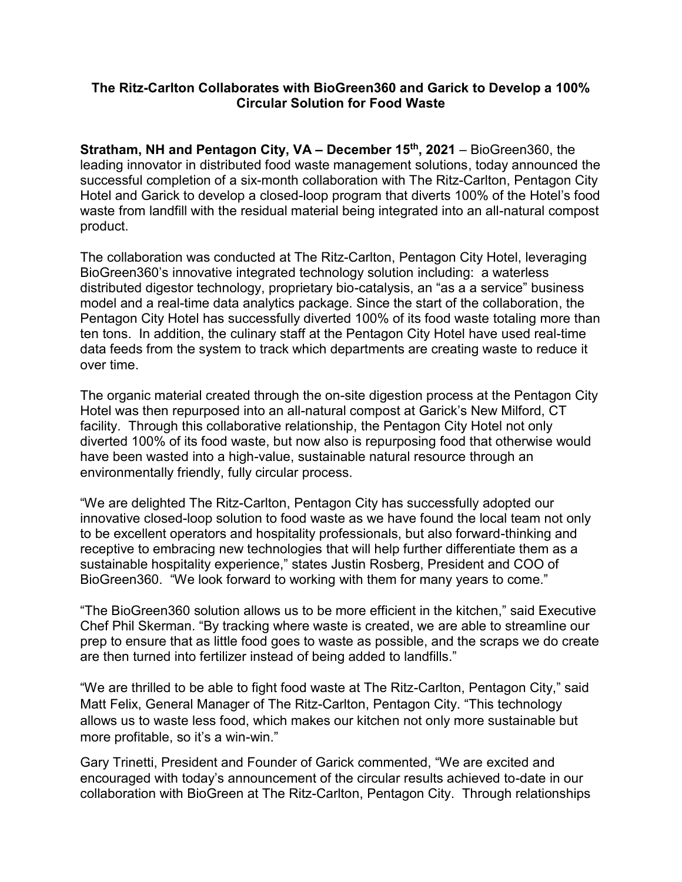**The Ritz-Carlton Collaborates with BioGreen360 and Garick to Develop a 100% Circular Solution for Food Waste**

**Stratham, NH and Pentagon City, VA – December 15th, 2021** – BioGreen360, the leading innovator in distributed food waste management solutions, today announced the successful completion of a six-month collaboration with The Ritz-Carlton, Pentagon City Hotel and Garick to develop a closed-loop program that diverts 100% of the Hotel's food waste from landfill with the residual material being integrated into an all-natural compost product.

The collaboration was conducted at The Ritz-Carlton, Pentagon City Hotel, leveraging BioGreen360's innovative integrated technology solution including: a waterless distributed digestor technology, proprietary bio-catalysis, an "as a a service" business model and a real-time data analytics package. Since the start of the collaboration, the Pentagon City Hotel has successfully diverted 100% of its food waste totaling more than ten tons. In addition, the culinary staff at the Pentagon City Hotel have used real-time data feeds from the system to track which departments are creating waste to reduce it over time.

The organic material created through the on-site digestion process at the Pentagon City Hotel was then repurposed into an all-natural compost at Garick's New Milford, CT facility. Through this collaborative relationship, the Pentagon City Hotel not only diverted 100% of its food waste, but now also is repurposing food that otherwise would have been wasted into a high-value, sustainable natural resource through an environmentally friendly, fully circular process.

"We are delighted The Ritz-Carlton, Pentagon City has successfully adopted our innovative closed-loop solution to food waste as we have found the local team not only to be excellent operators and hospitality professionals, but also forward-thinking and receptive to embracing new technologies that will help further differentiate them as a sustainable hospitality experience," states Justin Rosberg, President and COO of BioGreen360. "We look forward to working with them for many years to come."

"The BioGreen360 solution allows us to be more efficient in the kitchen," said Executive Chef Phil Skerman. "By tracking where waste is created, we are able to streamline our prep to ensure that as little food goes to waste as possible, and the scraps we do create are then turned into fertilizer instead of being added to landfills."

"We are thrilled to be able to fight food waste at The Ritz-Carlton, Pentagon City," said Matt Felix, General Manager of The Ritz-Carlton, Pentagon City. "This technology allows us to waste less food, which makes our kitchen not only more sustainable but more profitable, so it's a win-win."

Gary Trinetti, President and Founder of Garick commented, "We are excited and encouraged with today's announcement of the circular results achieved to-date in our collaboration with BioGreen at The Ritz-Carlton, Pentagon City. Through relationships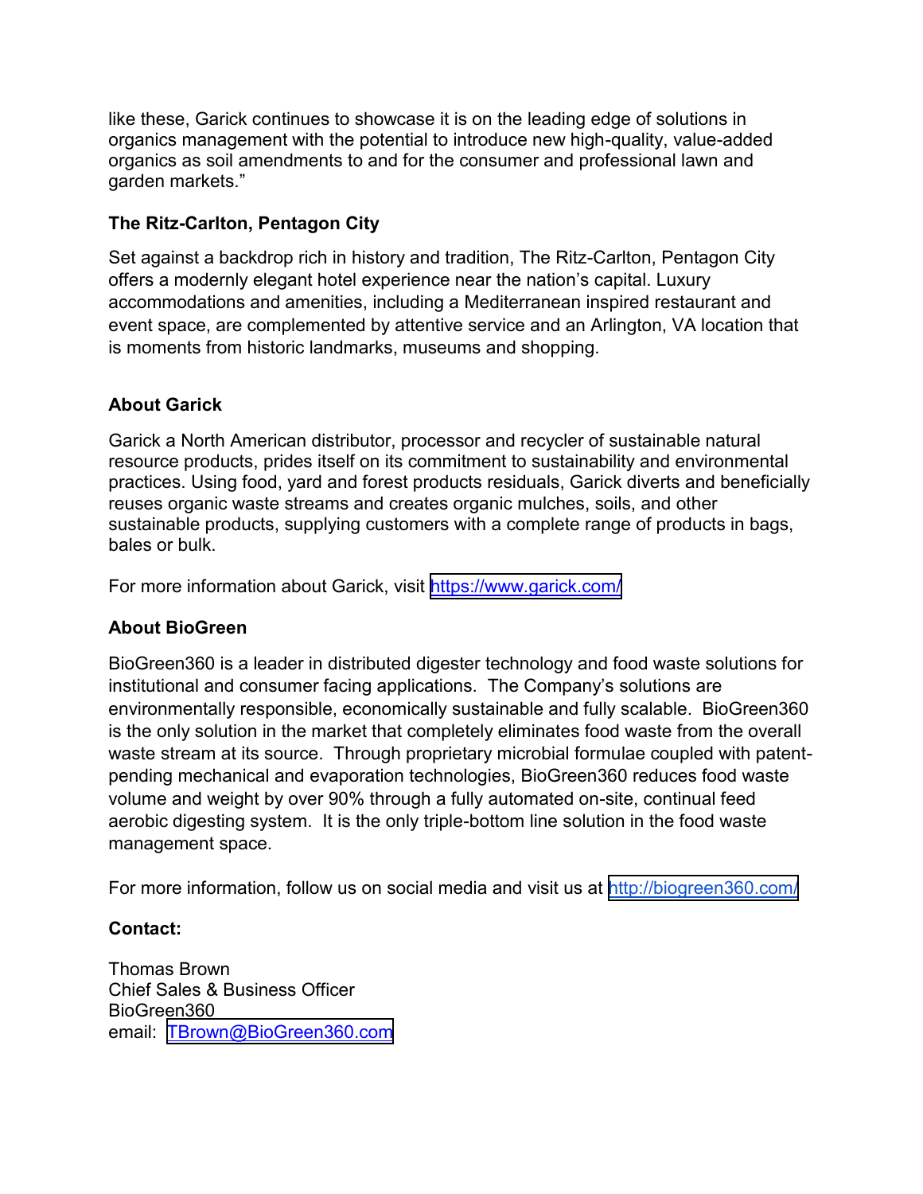like these, Garick continues to showcase it is on the leading edge of solutions in organics management with the potential to introduce new high-quality, value-added organics as soil amendments to and for the consumer and professional lawn and garden markets."

**The Ritz-Carlton, Pentagon City**

Set against a backdrop rich in history and tradition, The Ritz-Carlton, Pentagon City offers a modernly elegant hotel experience near the nation's capital. Luxury accommodations and amenities, including a Mediterranean inspired restaurant and event space, are complemented by attentive service and an Arlington, VA location that is moments from historic landmarks, museums and shopping.

**About Garick**

Garick a North American distributor, processor and recycler of sustainable natural resource products, prides itself on its commitment to sustainability and environmental practices. Using food, yard and forest products residuals, Garick diverts and beneficially reuses organic waste streams and creates organic mulches, soils, and other sustainable products, supplying customers with a complete range of products in bags, bales or bulk.

For more information about Garick, visit https://www.garick.com/

**About BioGreen**

BioGreen360 is a leader in distributed digester technology and food waste solutions for institutional and consumer facing applications. The Company's solutions are environmentally responsible, economically sustainable and fully scalable. BioGreen360 is the only solution in the market that completely eliminates food waste from the overall waste stream at its source. Through proprietary microbial formulae coupled with patent-pending mechanical and evaporation technologies, BioGreen360 reduces food waste volume and weight by over 90% through a fully automated on-site, continual feed aerobic digesting system. It is the only triple-bottom line solution in the food waste management space.

For more information, follow us on social media and visit us at http://biogreen360.com/

**Contact:**

Thomas Brown
Chief Sales & Business Officer
BioGreen360
email: TBrown@BioGreen360.com